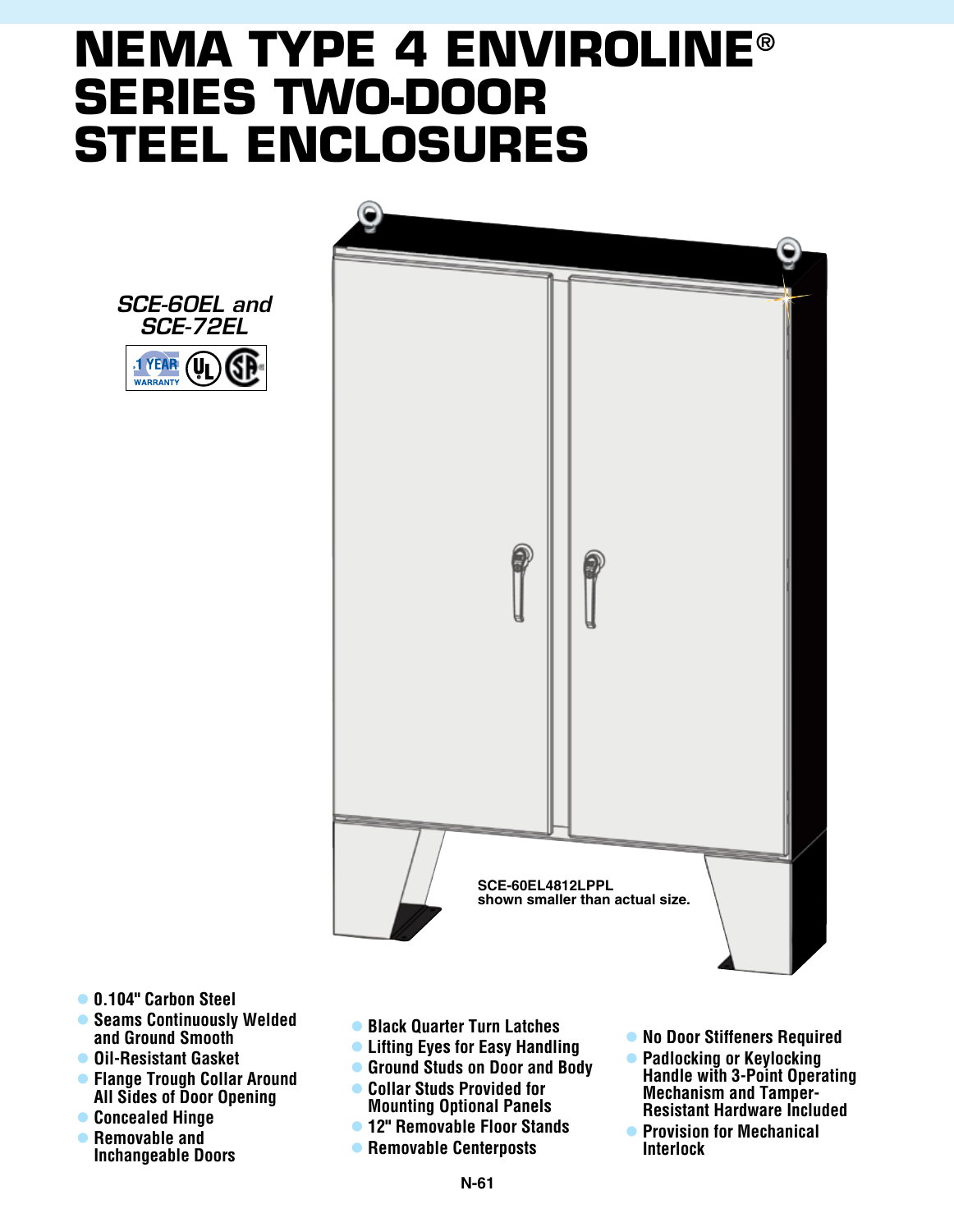# NEMA TYPE 4 ENVIROLINE® SERIES TWO-DOOR STEEL ENCLOSURES

*SCE-60EL and SCE-72EL*

1 YEAR WARRANTY

SCE-60EL4812LPPL shown smaller than actual size.

- 0.104" Carbon Steel
- Seams Continuously Welded and Ground Smooth
- Oil-Resistant Gasket
- Flange Trough Collar Around All Sides of Door Opening
- Concealed Hinge
- Removable and Inchangeable Doors
- Black Quarter Turn Latches
- Lifting Eyes for Easy Handling
- Ground Studs on Door and Body
- Collar Studs Provided for Mounting Optional Panels
- 12" Removable Floor Stands
- Removable Centerposts
- No Door Stiffeners Required
- Padlocking or Keylocking Handle with 3-Point Operating Mechanism and Tamper-Resistant Hardware Included
- Provision for Mechanical Interlock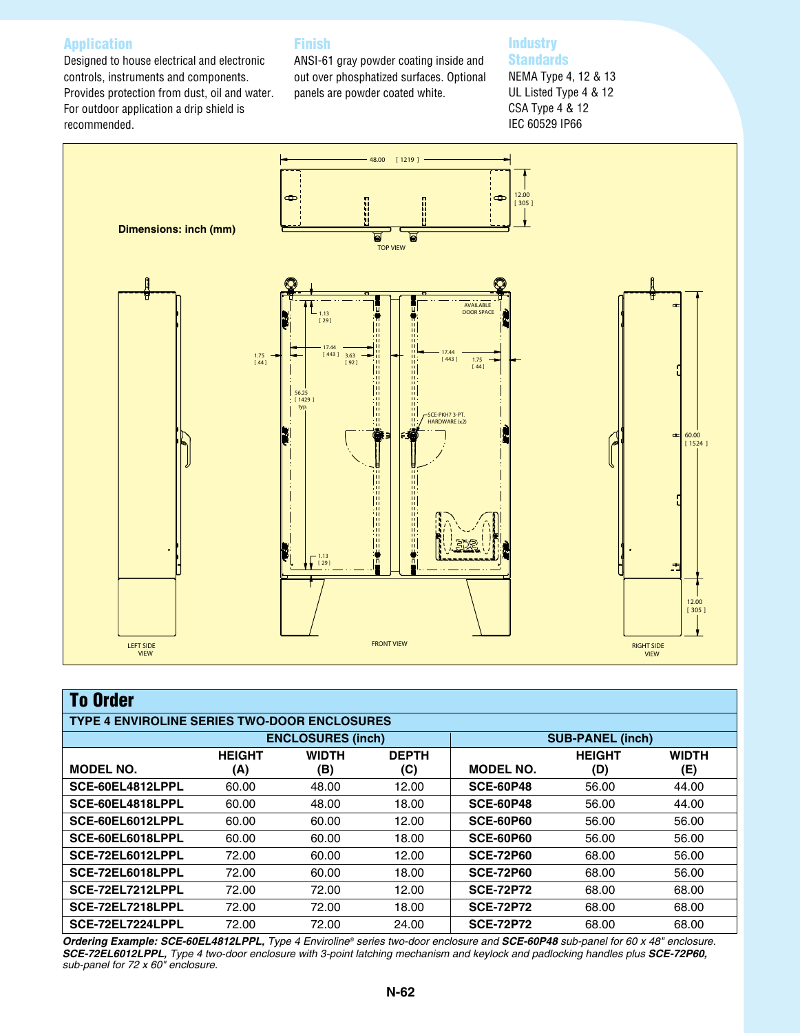## Application

Designed to house electrical and electronic controls, instruments and components. Provides protection from dust, oil and water. For outdoor application a drip shield is recommended.

## Finish

ANSI-61 gray powder coating inside and out over phosphatized surfaces. Optional panels are powder coated white.

## Industry Standards

NEMA Type 4, 12 & 13
UL Listed Type 4 & 12
CSA Type 4 & 12
IEC 60529 IP66

Dimensions: inch (mm)

48.00 [ 1219 ]
12.00 [ 305 ]
TOP VIEW
1.13 [ 29 ]
1.75 [ 44 ]
17.44 [ 443 ]
3.63 [ 92 ]
AVAILABLE DOOR SPACE
17.44 [ 443 ]
1.75 [ 44 ]
56.25 [ 1429 ] typ.
SCE-PKH7 3-PT. HARDWARE (x2)
1.13 [ 29 ]
60.00 [ 1524 ]
12.00 [ 305 ]
LEFT SIDE VIEW
FRONT VIEW
RIGHT SIDE VIEW

## To Order

**TYPE 4 ENVIROLINE SERIES TWO-DOOR ENCLOSURES**

| ENCLOSURES (inch) | | | | SUB-PANEL (inch) | | |
|---|---|---|---|---|---|---|
| **MODEL NO.** | **HEIGHT (A)** | **WIDTH (B)** | **DEPTH (C)** | **MODEL NO.** | **HEIGHT (D)** | **WIDTH (E)** |
| **SCE-60EL4812LPPL** | 60.00 | 48.00 | 12.00 | **SCE-60P48** | 56.00 | 44.00 |
| **SCE-60EL4818LPPL** | 60.00 | 48.00 | 18.00 | **SCE-60P48** | 56.00 | 44.00 |
| **SCE-60EL6012LPPL** | 60.00 | 60.00 | 12.00 | **SCE-60P60** | 56.00 | 56.00 |
| **SCE-60EL6018LPPL** | 60.00 | 60.00 | 18.00 | **SCE-60P60** | 56.00 | 56.00 |
| **SCE-72EL6012LPPL** | 72.00 | 60.00 | 12.00 | **SCE-72P60** | 68.00 | 56.00 |
| **SCE-72EL6018LPPL** | 72.00 | 60.00 | 18.00 | **SCE-72P60** | 68.00 | 56.00 |
| **SCE-72EL7212LPPL** | 72.00 | 72.00 | 12.00 | **SCE-72P72** | 68.00 | 68.00 |
| **SCE-72EL7218LPPL** | 72.00 | 72.00 | 18.00 | **SCE-72P72** | 68.00 | 68.00 |
| **SCE-72EL7224LPPL** | 72.00 | 72.00 | 24.00 | **SCE-72P72** | 68.00 | 68.00 |

***Ordering Example: SCE-60EL4812LPPL,*** *Type 4 Enviroline® series two-door enclosure and* ***SCE-60P48*** *sub-panel for 60 x 48" enclosure.* ***SCE-72EL6012LPPL,*** *Type 4 two-door enclosure with 3-point latching mechanism and keylock and padlocking handles plus* ***SCE-72P60,*** *sub-panel for 72 x 60" enclosure.*